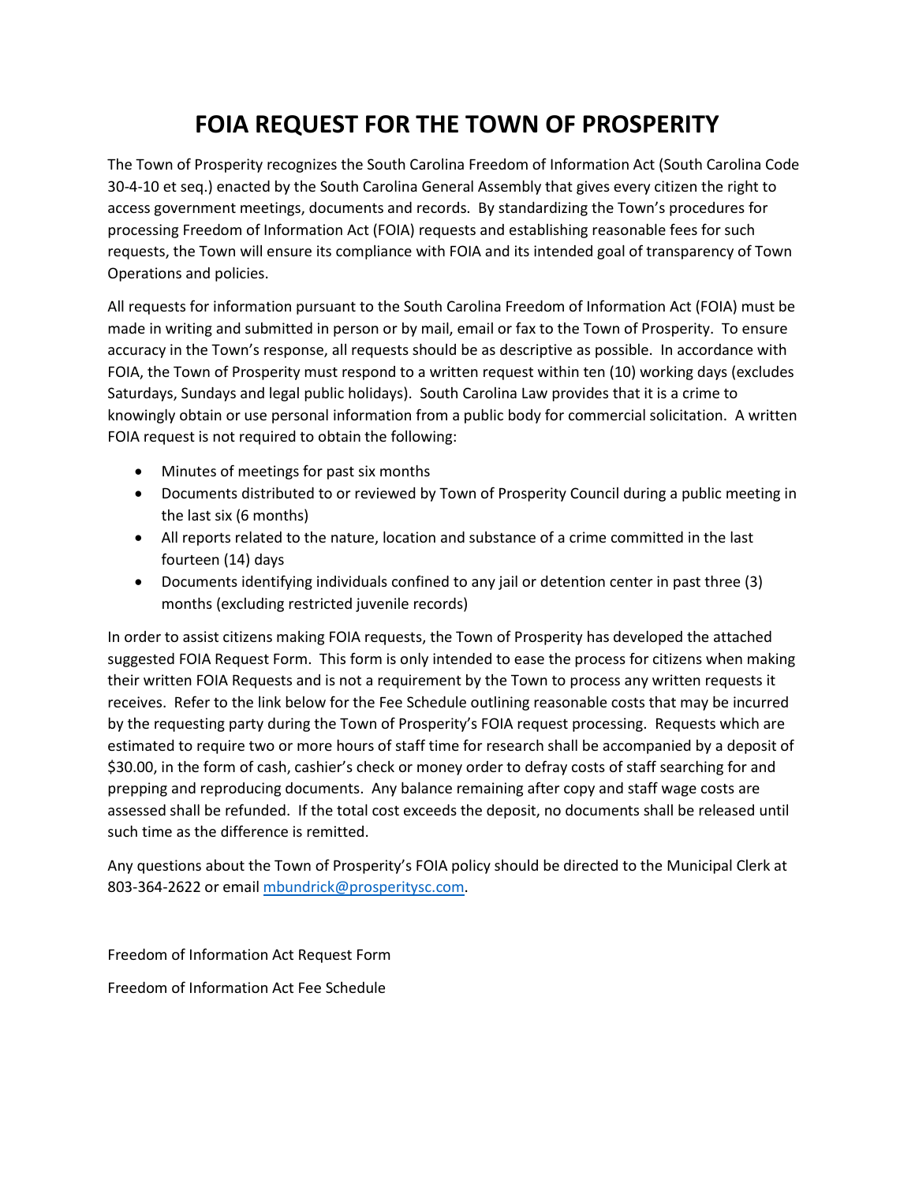# FOIA REQUEST FOR THE TOWN OF PROSPERITY

The Town of Prosperity recognizes the South Carolina Freedom of Information Act (South Carolina Code 30-4-10 et seq.) enacted by the South Carolina General Assembly that gives every citizen the right to access government meetings, documents and records. By standardizing the Town's procedures for processing Freedom of Information Act (FOIA) requests and establishing reasonable fees for such requests, the Town will ensure its compliance with FOIA and its intended goal of transparency of Town Operations and policies.

All requests for information pursuant to the South Carolina Freedom of Information Act (FOIA) must be made in writing and submitted in person or by mail, email or fax to the Town of Prosperity. To ensure accuracy in the Town's response, all requests should be as descriptive as possible. In accordance with FOIA, the Town of Prosperity must respond to a written request within ten (10) working days (excludes Saturdays, Sundays and legal public holidays). South Carolina Law provides that it is a crime to knowingly obtain or use personal information from a public body for commercial solicitation. A written FOIA request is not required to obtain the following:

- Minutes of meetings for past six months
- Documents distributed to or reviewed by Town of Prosperity Council during a public meeting in the last six (6 months)
- All reports related to the nature, location and substance of a crime committed in the last fourteen (14) days
- Documents identifying individuals confined to any jail or detention center in past three (3) months (excluding restricted juvenile records)

In order to assist citizens making FOIA requests, the Town of Prosperity has developed the attached suggested FOIA Request Form. This form is only intended to ease the process for citizens when making their written FOIA Requests and is not a requirement by the Town to process any written requests it receives. Refer to the link below for the Fee Schedule outlining reasonable costs that may be incurred by the requesting party during the Town of Prosperity's FOIA request processing. Requests which are estimated to require two or more hours of staff time for research shall be accompanied by a deposit of $30.00, in the form of cash, cashier's check or money order to defray costs of staff searching for and prepping and reproducing documents. Any balance remaining after copy and staff wage costs are assessed shall be refunded. If the total cost exceeds the deposit, no documents shall be released until such time as the difference is remitted.

Any questions about the Town of Prosperity's FOIA policy should be directed to the Municipal Clerk at 803-364-2622 or email mbundrick@prosperitysc.com.

Freedom of Information Act Request Form

Freedom of Information Act Fee Schedule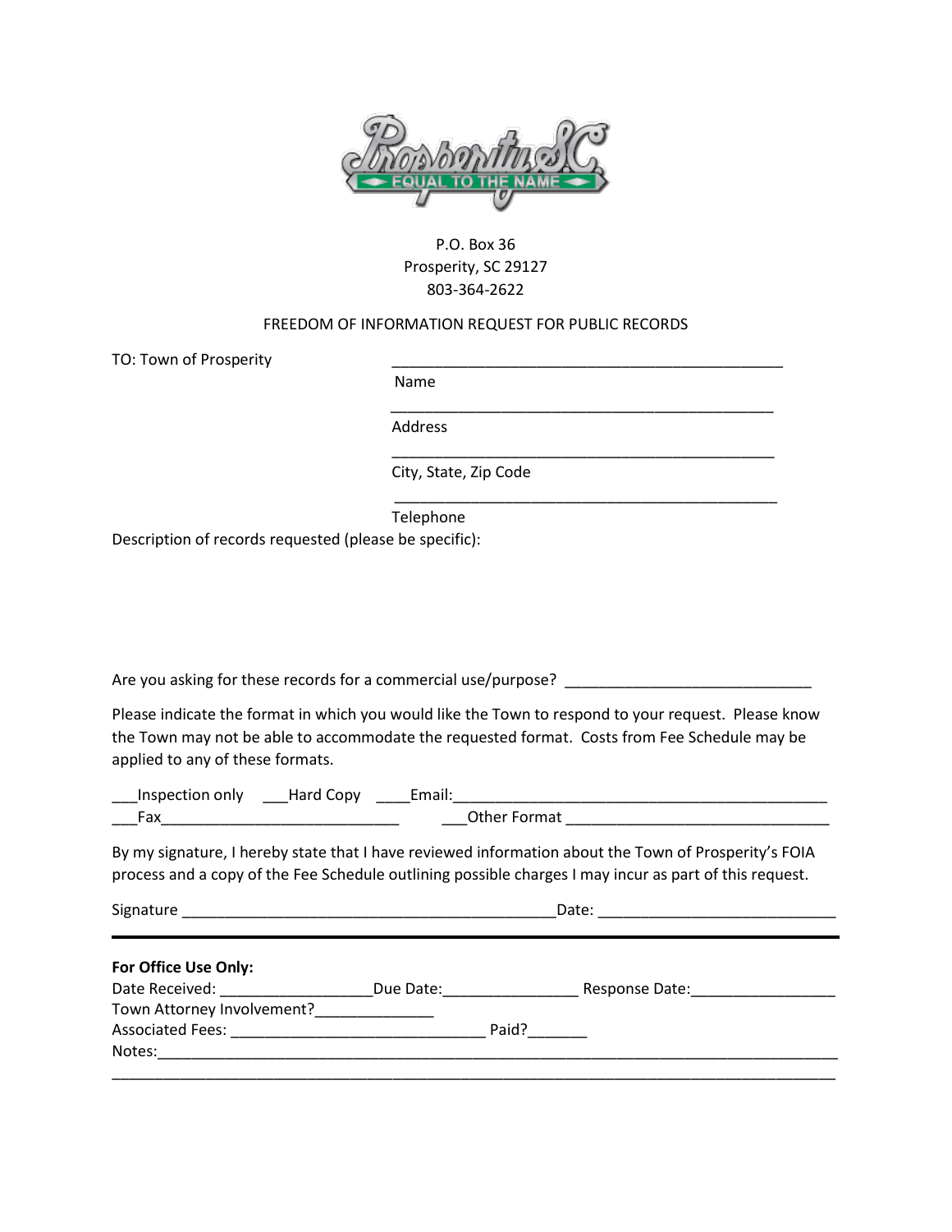P.O. Box 36
Prosperity, SC 29127
803-364-2622

FREEDOM OF INFORMATION REQUEST FOR PUBLIC RECORDS

TO: Town of Prosperity

_______________________________________________
Name

_______________________________________________
Address

_______________________________________________
City, State, Zip Code

_______________________________________________
Telephone

Description of records requested (please be specific):

Are you asking for these records for a commercial use/purpose? _____________________________

Please indicate the format in which you would like the Town to respond to your request. Please know the Town may not be able to accommodate the requested format. Costs from Fee Schedule may be applied to any of these formats.

___Inspection only ___Hard Copy ____Email:_____________________________________________
___Fax____________________________ ___Other Format ______________________________

By my signature, I hereby state that I have reviewed information about the Town of Prosperity's FOIA process and a copy of the Fee Schedule outlining possible charges I may incur as part of this request.

Signature _____________________________________________Date: ___________________________

---

**For Office Use Only:**
Date Received: _________________Due Date:_______________ Response Date:________________
Town Attorney Involvement?_____________
Associated Fees: _____________________________ Paid?_______
Notes:___________________________________________________________________________
_________________________________________________________________________________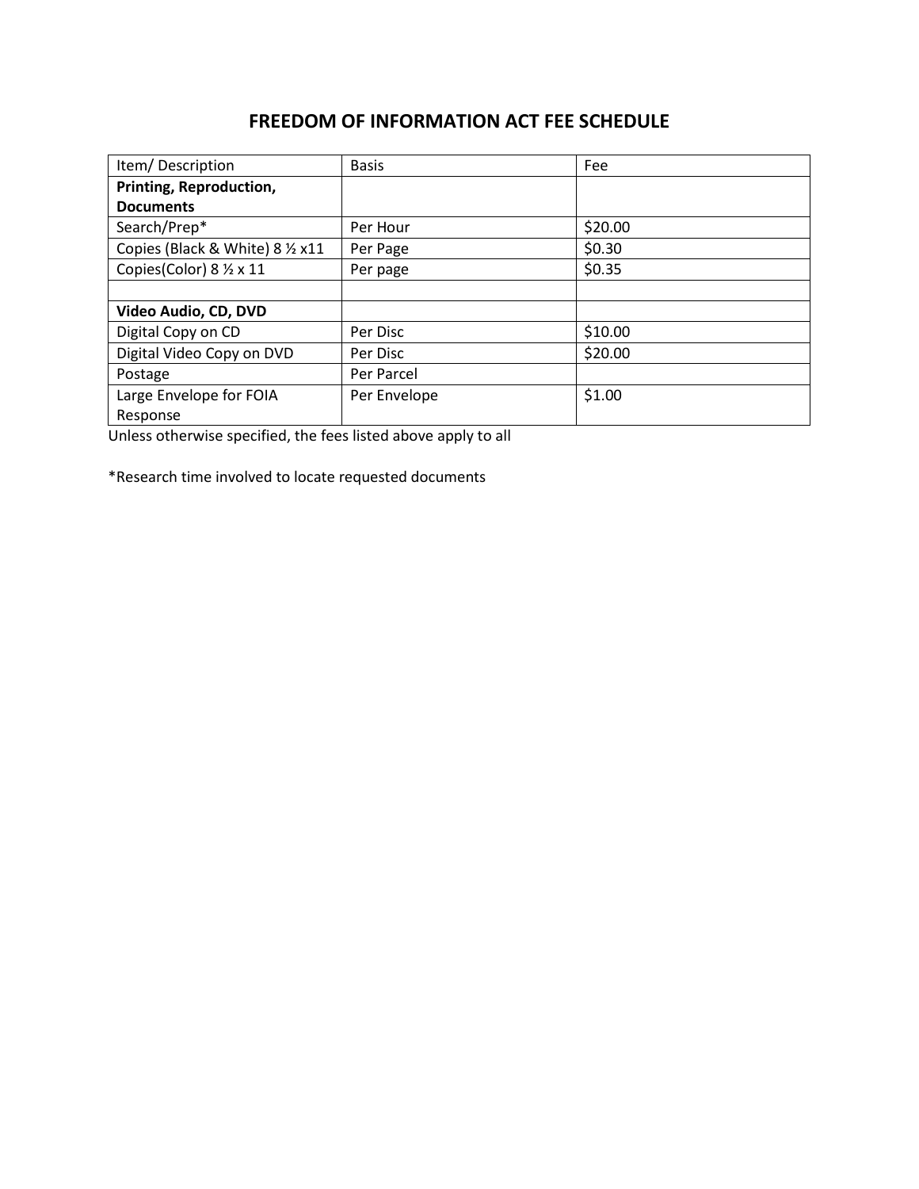## FREEDOM OF INFORMATION ACT FEE SCHEDULE

| Item/ Description | Basis | Fee |
|---|---|---|
| **Printing, Reproduction, Documents** | | |
| Search/Prep* | Per Hour | $20.00 |
| Copies (Black & White) 8 ½ x11 | Per Page | $0.30 |
| Copies(Color) 8 ½ x 11 | Per page | $0.35 |
| | | |
| **Video Audio, CD, DVD** | | |
| Digital Copy on CD | Per Disc | $10.00 |
| Digital Video Copy on DVD | Per Disc | $20.00 |
| Postage | Per Parcel | |
| Large Envelope for FOIA Response | Per Envelope | $1.00 |

Unless otherwise specified, the fees listed above apply to all

*Research time involved to locate requested documents